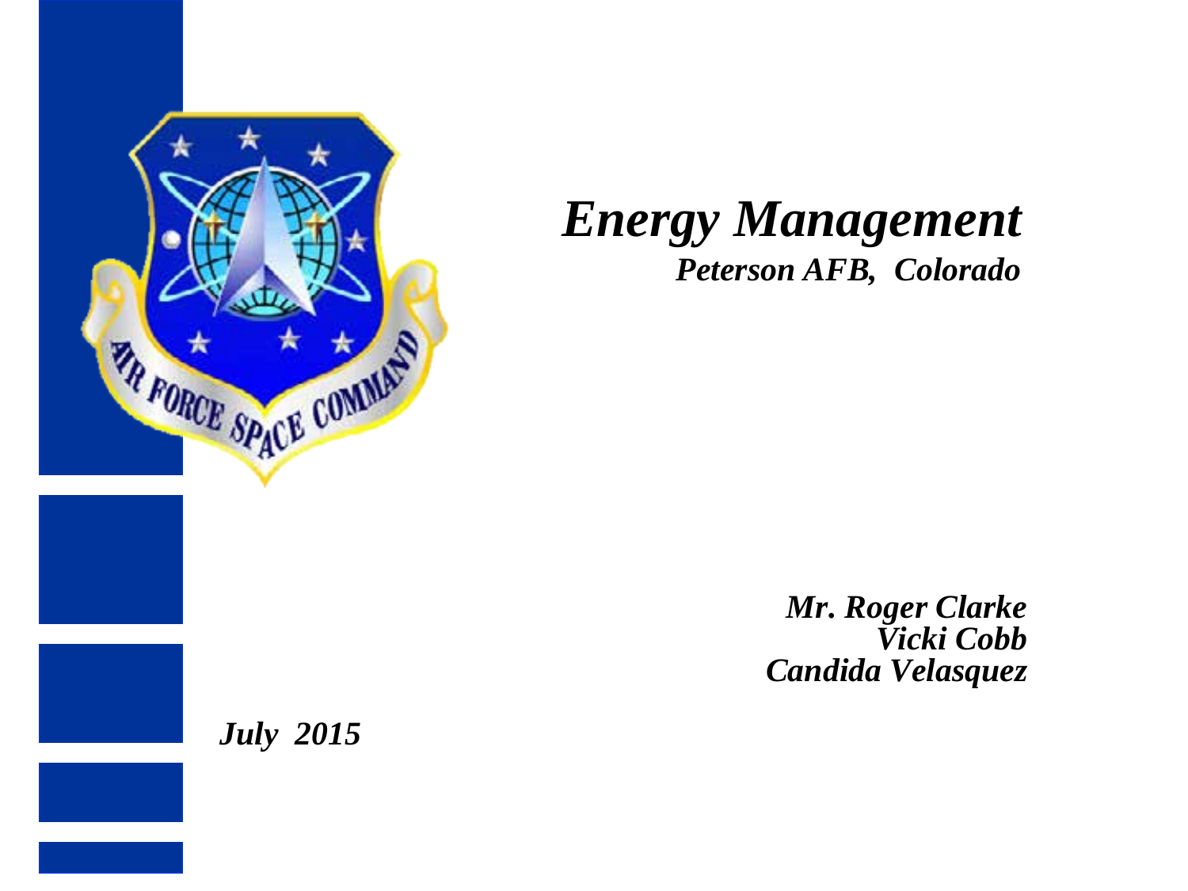# *Energy Management*

***Peterson AFB, Colorado***

***Mr. Roger Clarke***
***Vicki Cobb***
***Candida Velasquez***

***July 2015***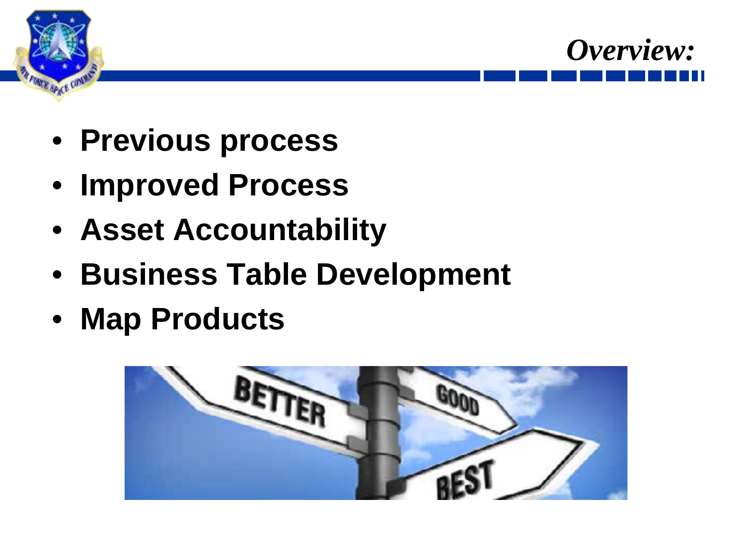# *Overview:*

- **Previous process**
- **Improved Process**
- **Asset Accountability**
- **Business Table Development**
- **Map Products**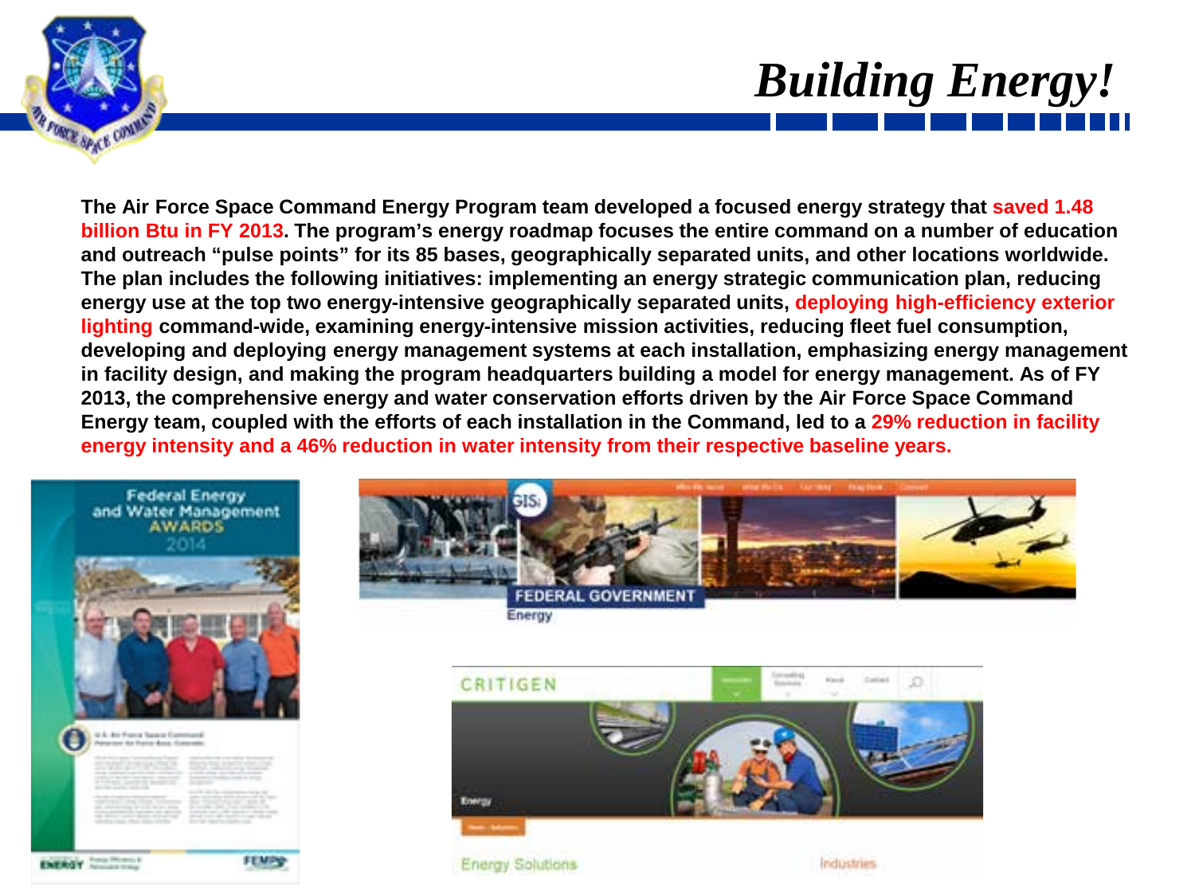# *Building Energy!*

**The Air Force Space Command Energy Program team developed a focused energy strategy that saved 1.48 billion Btu in FY 2013. The program's energy roadmap focuses the entire command on a number of education and outreach "pulse points" for its 85 bases, geographically separated units, and other locations worldwide. The plan includes the following initiatives: implementing an energy strategic communication plan, reducing energy use at the top two energy-intensive geographically separated units, deploying high-efficiency exterior lighting command-wide, examining energy-intensive mission activities, reducing fleet fuel consumption, developing and deploying energy management systems at each installation, emphasizing energy management in facility design, and making the program headquarters building a model for energy management. As of FY 2013, the comprehensive energy and water conservation efforts driven by the Air Force Space Command Energy team, coupled with the efforts of each installation in the Command, led to a 29% reduction in facility energy intensity and a 46% reduction in water intensity from their respective baseline years.**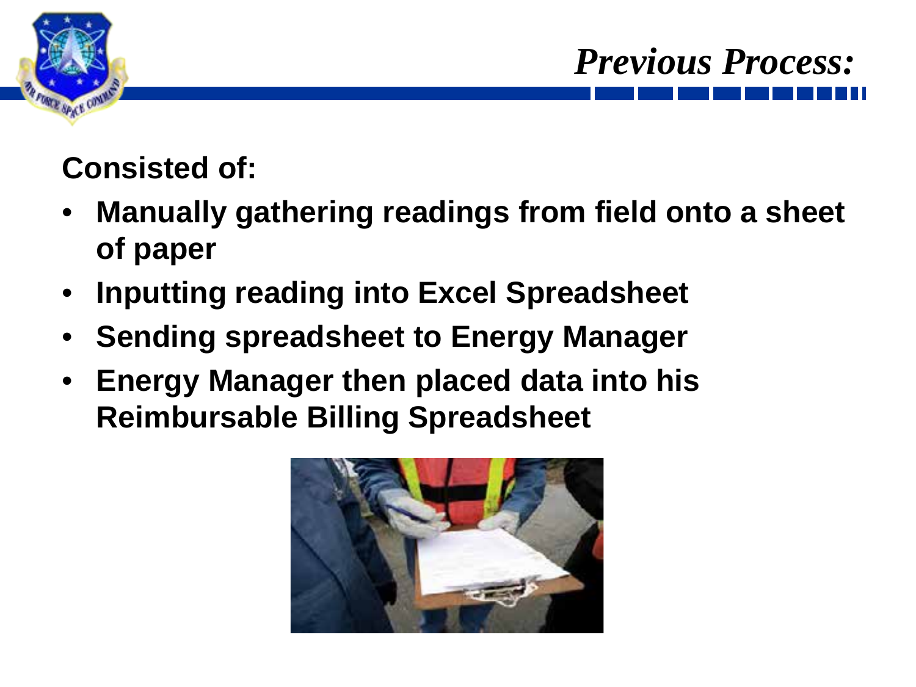# *Previous Process:*

**Consisted of:**

- **Manually gathering readings from field onto a sheet of paper**
- **Inputting reading into Excel Spreadsheet**
- **Sending spreadsheet to Energy Manager**
- **Energy Manager then placed data into his Reimbursable Billing Spreadsheet**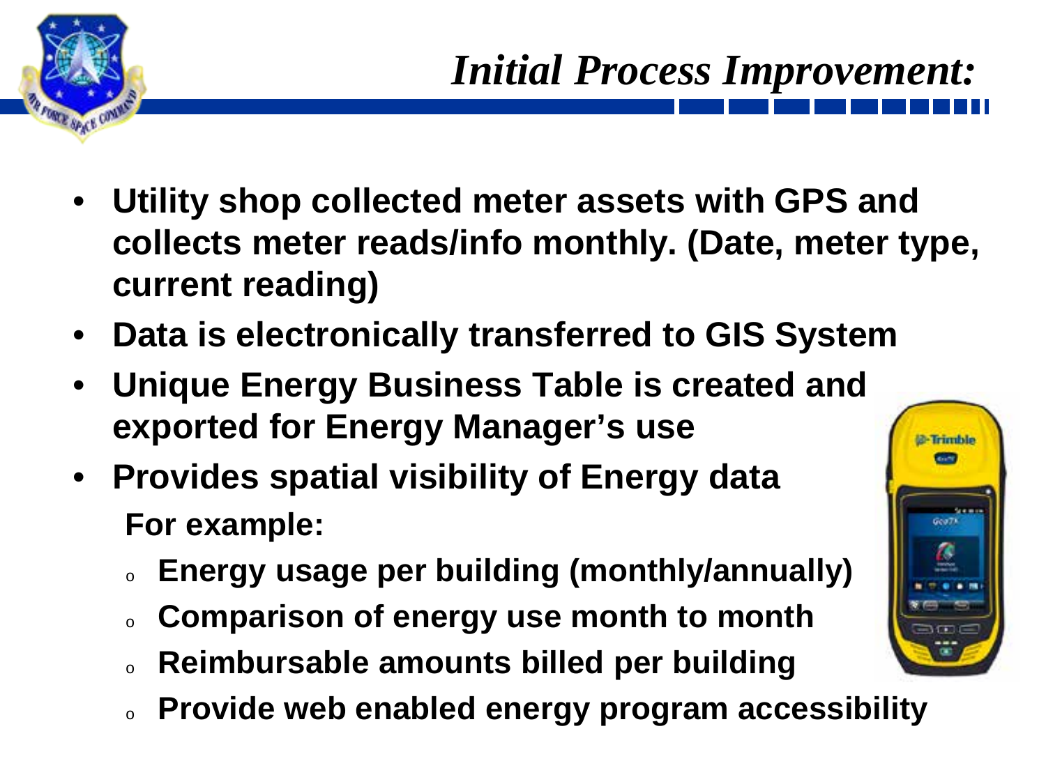# *Initial Process Improvement:*

- **Utility shop collected meter assets with GPS and collects meter reads/info monthly. (Date, meter type, current reading)**
- **Data is electronically transferred to GIS System**
- **Unique Energy Business Table is created and exported for Energy Manager's use**
- **Provides spatial visibility of Energy data**

  **For example:**

  - **Energy usage per building (monthly/annually)**
  - **Comparison of energy use month to month**
  - **Reimbursable amounts billed per building**
  - **Provide web enabled energy program accessibility**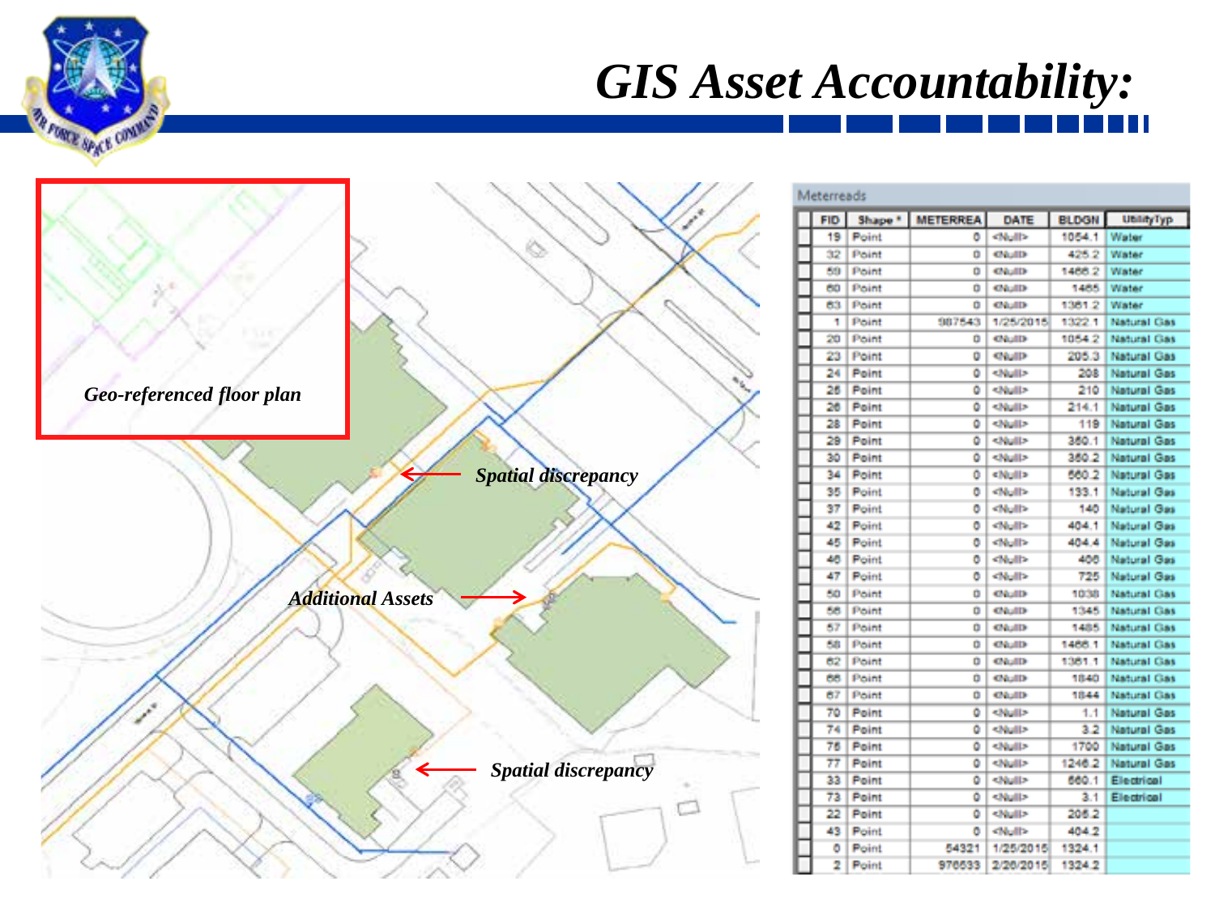# GIS Asset Accountability:

*Geo-referenced floor plan*

*Spatial discrepancy*

*Additional Assets*

*Spatial discrepancy*

Meterreads

| FID | Shape * | METERREA | DATE | BLDGN | UtilityTyp |
|---|---|---|---|---|---|
| 19 | Point | 0 | <Null> | 1054.1 | Water |
| 32 | Point | 0 | <Null> | 425.2 | Water |
| 59 | Point | 0 | <Null> | 1466.2 | Water |
| 60 | Point | 0 | <Null> | 1465 | Water |
| 63 | Point | 0 | <Null> | 1361.2 | Water |
| 1 | Point | 987543 | 1/25/2015 | 1322.1 | Natural Gas |
| 20 | Point | 0 | <Null> | 1054.2 | Natural Gas |
| 23 | Point | 0 | <Null> | 205.3 | Natural Gas |
| 24 | Point | 0 | <Null> | 208 | Natural Gas |
| 25 | Point | 0 | <Null> | 210 | Natural Gas |
| 26 | Point | 0 | <Null> | 214.1 | Natural Gas |
| 28 | Point | 0 | <Null> | 119 | Natural Gas |
| 29 | Point | 0 | <Null> | 360.1 | Natural Gas |
| 30 | Point | 0 | <Null> | 360.2 | Natural Gas |
| 34 | Point | 0 | <Null> | 560.2 | Natural Gas |
| 35 | Point | 0 | <Null> | 133.1 | Natural Gas |
| 37 | Point | 0 | <Null> | 140 | Natural Gas |
| 42 | Point | 0 | <Null> | 404.1 | Natural Gas |
| 45 | Point | 0 | <Null> | 404.4 | Natural Gas |
| 46 | Point | 0 | <Null> | 406 | Natural Gas |
| 47 | Point | 0 | <Null> | 725 | Natural Gas |
| 50 | Point | 0 | <Null> | 1038 | Natural Gas |
| 56 | Point | 0 | <Null> | 1345 | Natural Gas |
| 57 | Point | 0 | <Null> | 1465 | Natural Gas |
| 58 | Point | 0 | <Null> | 1466.1 | Natural Gas |
| 62 | Point | 0 | <Null> | 1361.1 | Natural Gas |
| 66 | Point | 0 | <Null> | 1840 | Natural Gas |
| 67 | Point | 0 | <Null> | 1844 | Natural Gas |
| 70 | Point | 0 | <Null> | 1.1 | Natural Gas |
| 74 | Point | 0 | <Null> | 3.2 | Natural Gas |
| 76 | Point | 0 | <Null> | 1700 | Natural Gas |
| 77 | Point | 0 | <Null> | 1246.2 | Natural Gas |
| 33 | Point | 0 | <Null> | 560.1 | Electrical |
| 73 | Point | 0 | <Null> | 3.1 | Electrical |
| 22 | Point | 0 | <Null> | 205.2 | |
| 43 | Point | 0 | <Null> | 404.2 | |
| 0 | Point | 54321 | 1/25/2015 | 1324.1 | |
| 2 | Point | 976533 | 2/26/2015 | 1324.2 | |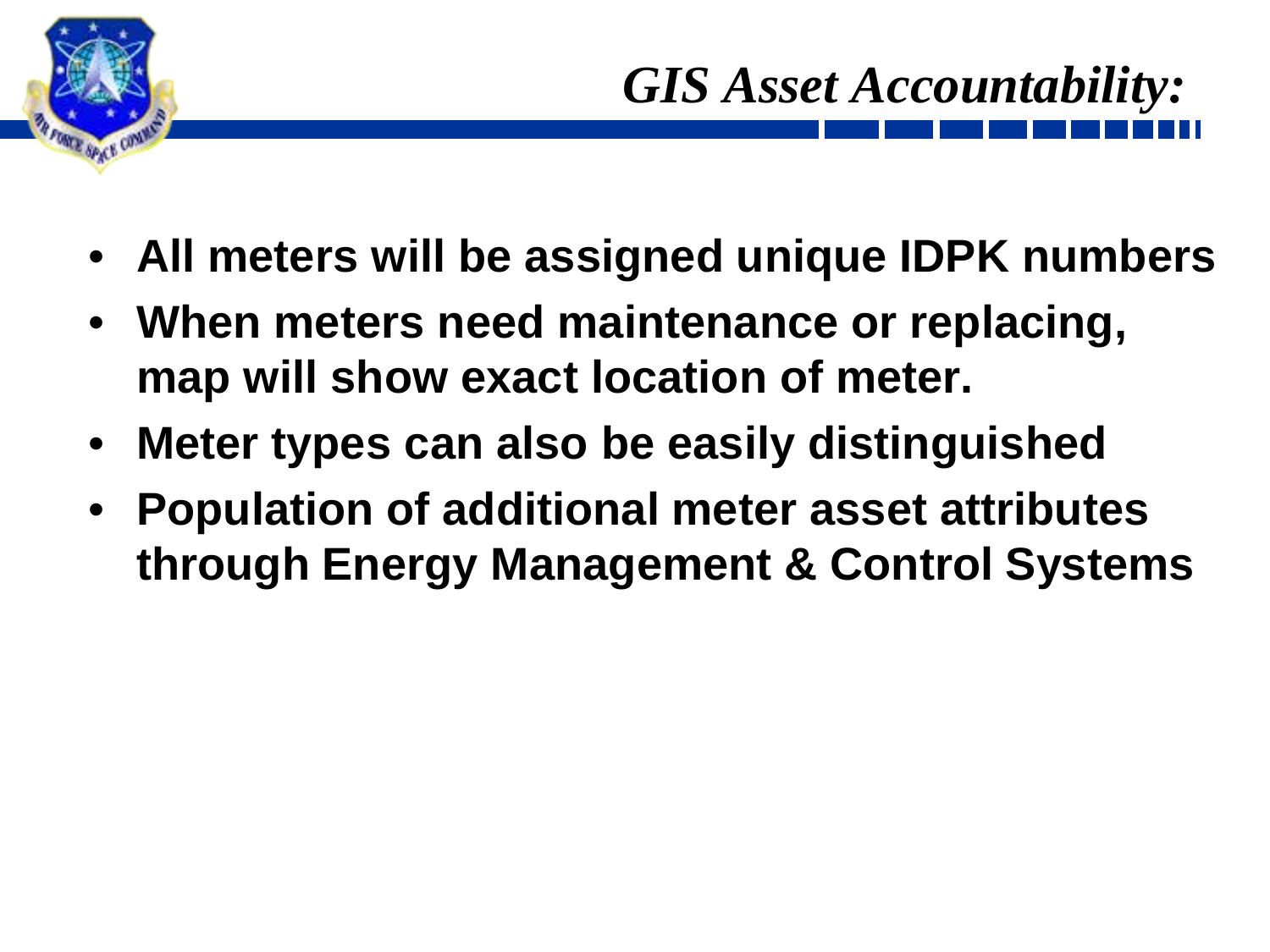# *GIS Asset Accountability:*

- **All meters will be assigned unique IDPK numbers**
- **When meters need maintenance or replacing, map will show exact location of meter.**
- **Meter types can also be easily distinguished**
- **Population of additional meter asset attributes through Energy Management & Control Systems**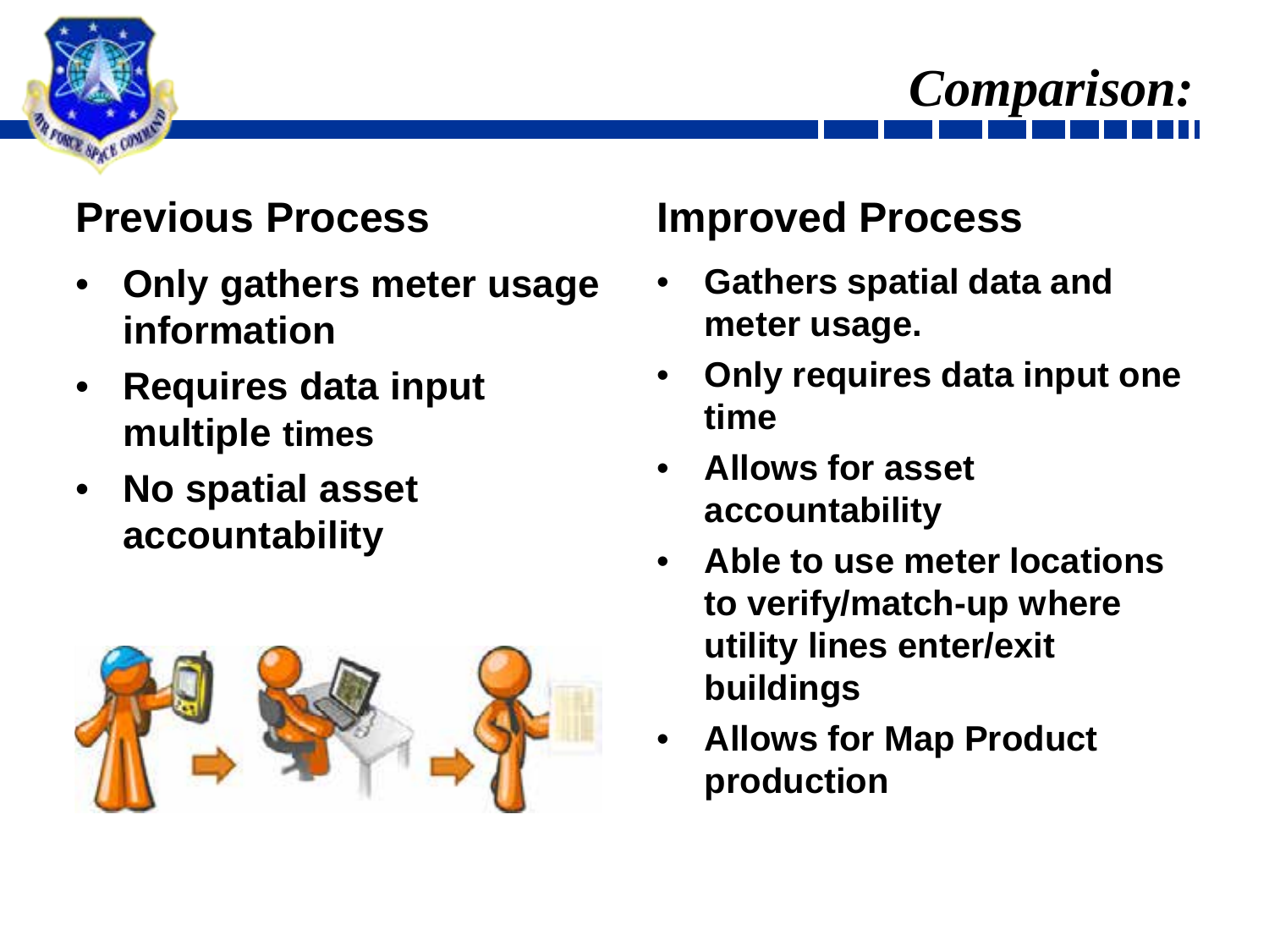# *Comparison:*

## Previous Process

- Only gathers meter usage information
- Requires data input multiple times
- No spatial asset accountability

## Improved Process

- Gathers spatial data and meter usage.
- Only requires data input one time
- Allows for asset accountability
- Able to use meter locations to verify/match-up where utility lines enter/exit buildings
- Allows for Map Product production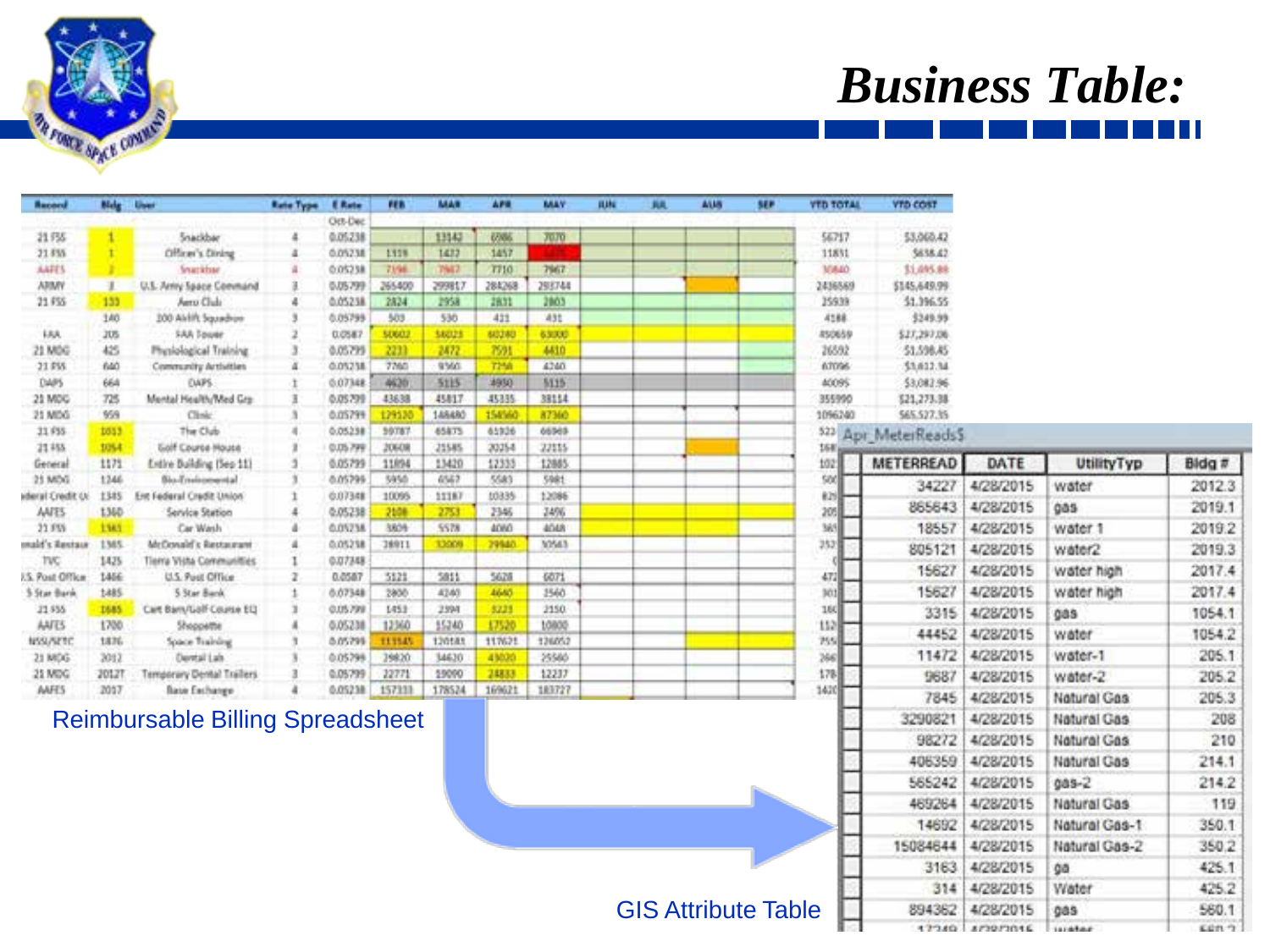# Business Table:

| Record | Bldg | User | Rate Type | E Rate | FEB | MAR | APR | MAY | JUN | JUL | AUG | SEP | YTD TOTAL | YTD COST |
|---|---|---|---|---|---|---|---|---|---|---|---|---|---|---|
| | | | | Oct-Dec | | | | | | | | | | |
| 21 FSS | 1 | Snackbar | 4 | 0.05238 | | 13142 | 6986 | 7070 | | | | | 56717 | $3,060.42 |
| 21 FSS | 1 | Officer's Dining | 4 | 0.05238 | 1319 | 1422 | 1457 | | | | | | 11851 | $638.42 |
| AAFES | 2 | Snackbar | 4 | 0.05238 | 7198 | 7987 | 7710 | 7967 | | | | | 30840 | $1,695.88 |
| ARMY | 3 | U.S. Army Space Command | 3 | 0.05799 | 265400 | 299817 | 284268 | 293744 | | | | | 2436569 | $145,649.99 |
| 21 FSS | 133 | Aero Club | 4 | 0.05238 | 2824 | 2958 | 2831 | 2803 | | | | | 25939 | $1,396.55 |
| | 140 | 200 Airlift Squadron | 3 | 0.05799 | 503 | 530 | 421 | 431 | | | | | 4188 | $249.99 |
| FAA | 205 | FAA Tower | 2 | 0.0587 | 50602 | 56023 | 60240 | 63000 | | | | | 450659 | $27,297.06 |
| 21 MDG | 425 | Physiological Training | 3 | 0.05799 | 2233 | 2472 | 7591 | 4410 | | | | | 26592 | $1,598.45 |
| 21 FSS | 640 | Community Activities | 4 | 0.05238 | 7760 | 9360 | 7258 | 4240 | | | | | 67096 | $3,612.34 |
| DAPS | 664 | DAPS | 1 | 0.07348 | 4620 | 5115 | 4950 | 5115 | | | | | 40095 | $3,082.96 |
| 21 MDG | 725 | Mental Health/Med Grp | 3 | 0.05799 | 43638 | 45817 | 45335 | 38114 | | | | | 355990 | $21,273.38 |
| 21 MDG | 959 | Clinic | 3 | 0.05799 | 129120 | 148480 | 158560 | 87360 | | | | | 1096240 | $65,527.35 |
| 21 FSS | 1013 | The Club | 4 | 0.05238 | 59787 | 65875 | 61926 | 66969 | | | | | 523 | |
| 21 FSS | 1054 | Golf Course House | 3 | 0.05799 | 20608 | 21585 | 20254 | 22115 | | | | | 168 | |
| General | 1171 | Entire Building (Sep 11) | 3 | 0.05799 | 11894 | 13420 | 12333 | 12885 | | | | | 102 | |
| 21 MDG | 1246 | Bio-Environmental | 3 | 0.05799 | 5950 | 6567 | 5583 | 5981 | | | | | 500 | |
| ederal Credit U | 1345 | Ent Federal Credit Union | 1 | 0.07348 | 10095 | 11187 | 10335 | 12086 | | | | | 829 | |
| AAFES | 1360 | Service Station | 4 | 0.05238 | 2108 | 2753 | 2346 | 2496 | | | | | 205 | |
| 21 FSS | 1365 | Car Wash | 4 | 0.05238 | 3809 | 5578 | 4060 | 4048 | | | | | 365 | |
| onald's Restaur | 1385 | McDonald's Restaurant | 4 | 0.05238 | 28911 | 32009 | 29940 | 30563 | | | | | 252 | |
| TVC | 1425 | Tierra Vista Communities | 1 | 0.07348 | | | | | | | | | | |
| S. Post Office | 1466 | U.S. Post Office | 2 | 0.0587 | 5121 | 5811 | 5628 | 6071 | | | | | 472 | |
| 5 Star Bank | 1485 | 5 Star Bank | 1 | 0.07348 | 2800 | 4240 | 4640 | 2560 | | | | | 301 | |
| 21 FSS | 1685 | Cart Barn/Golf Course EQ | 3 | 0.05799 | 1453 | 2394 | 3223 | 2150 | | | | | 180 | |
| AAFES | 1700 | Shoppette | 4 | 0.05238 | 12360 | 15240 | 17520 | 10800 | | | | | 112 | |
| NSSI/SETC | 1876 | Space Training | 3 | 0.05799 | 113545 | 120183 | 117621 | 126052 | | | | | 755 | |
| 21 MDG | 2012 | Dental Lab | 3 | 0.05799 | 29820 | 34620 | 43020 | 25560 | | | | | 266 | |
| 21 MDG | 2012T | Temporary Dental Trailers | 3 | 0.05799 | 22771 | 19090 | 24833 | 12237 | | | | | 178 | |
| AAFES | 2017 | Base Exchange | 4 | 0.05238 | 157333 | 178524 | 169621 | 183727 | | | | | 1420 | |

Reimbursable Billing Spreadsheet

Apr_MeterReads$

| METERREAD | DATE | UtilityTyp | Bldg # |
|---|---|---|---|
| 34227 | 4/28/2015 | water | 2012.3 |
| 865643 | 4/28/2015 | gas | 2019.1 |
| 18557 | 4/28/2015 | water 1 | 2019.2 |
| 805121 | 4/28/2015 | water2 | 2019.3 |
| 15627 | 4/28/2015 | water high | 2017.4 |
| 15627 | 4/28/2015 | water high | 2017.4 |
| 3315 | 4/28/2015 | gas | 1054.1 |
| 44452 | 4/28/2015 | water | 1054.2 |
| 11472 | 4/28/2015 | water-1 | 205.1 |
| 9687 | 4/28/2015 | water-2 | 205.2 |
| 7845 | 4/28/2015 | Natural Gas | 205.3 |
| 3290821 | 4/28/2015 | Natural Gas | 208 |
| 98272 | 4/28/2015 | Natural Gas | 210 |
| 406359 | 4/28/2015 | Natural Gas | 214.1 |
| 565242 | 4/28/2015 | gas-2 | 214.2 |
| 469264 | 4/28/2015 | Natural Gas | 119 |
| 14692 | 4/28/2015 | Natural Gas-1 | 350.1 |
| 15084644 | 4/28/2015 | Natural Gas-2 | 350.2 |
| 3163 | 4/28/2015 | ga | 425.1 |
| 314 | 4/28/2015 | Water | 425.2 |
| 894362 | 4/28/2015 | gas | 560.1 |

GIS Attribute Table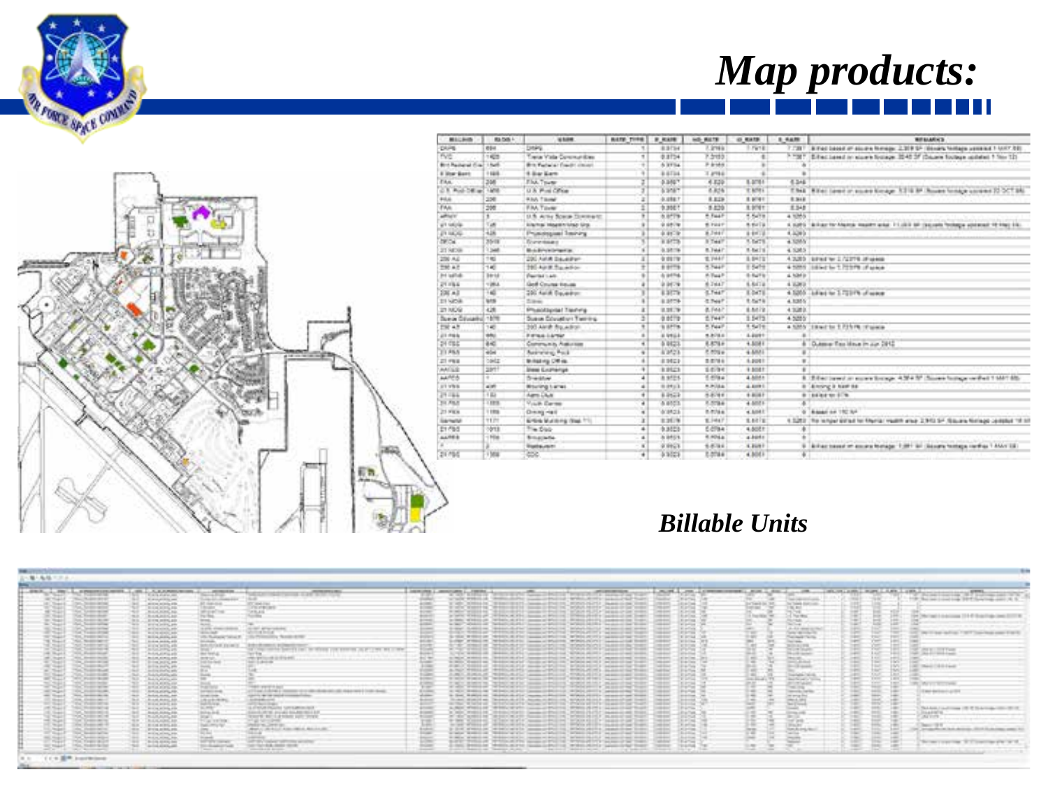# *Map products:*

***Billable Units***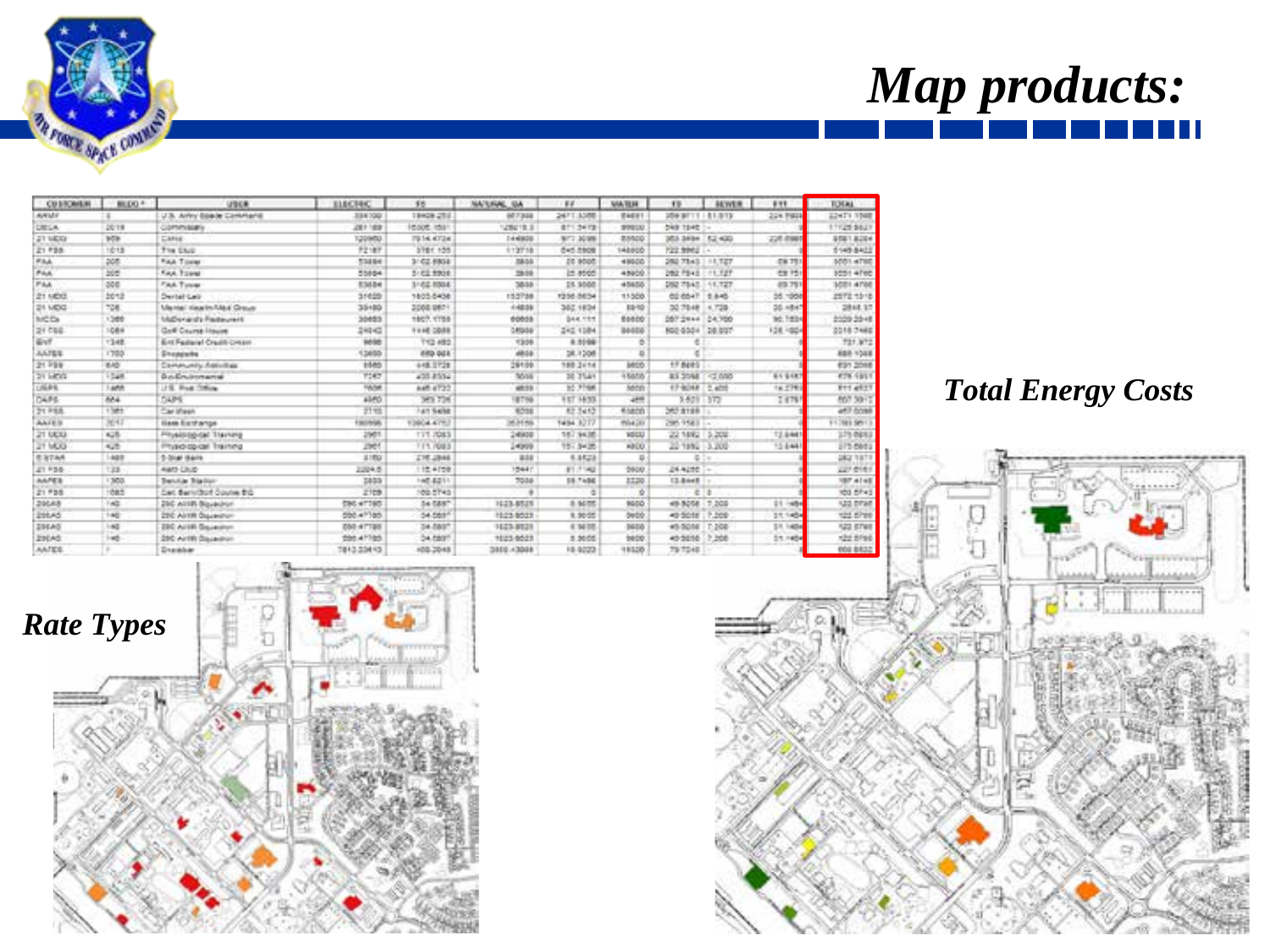# Map products:

*Total Energy Costs*

*Rate Types*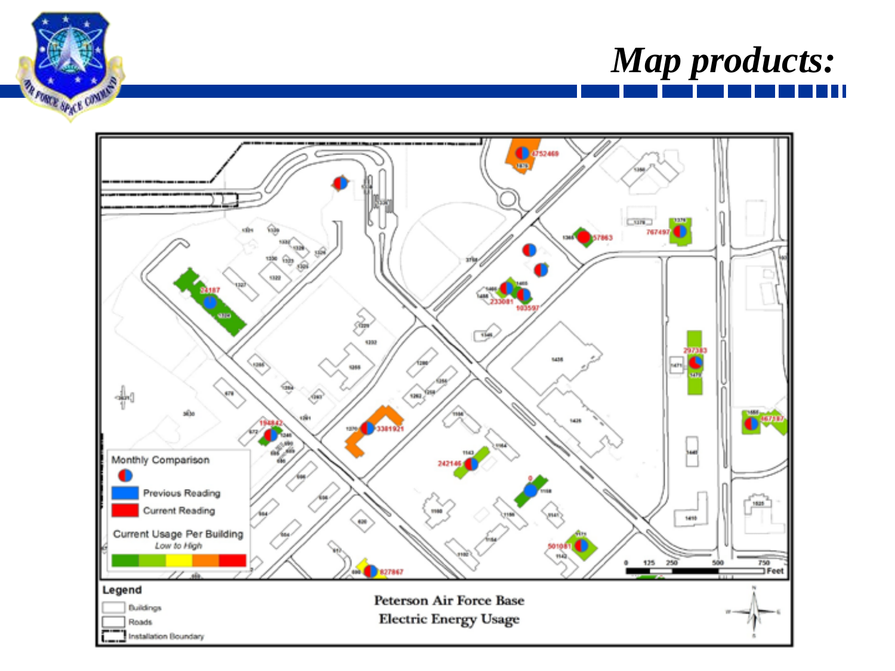# Map products:

Monthly Comparison

Previous Reading

Current Reading

Current Usage Per Building

Low to High

Legend

Buildings

Roads

Installation Boundary

Peterson Air Force Base

Electric Energy Usage

0 125 250 500 750 Feet